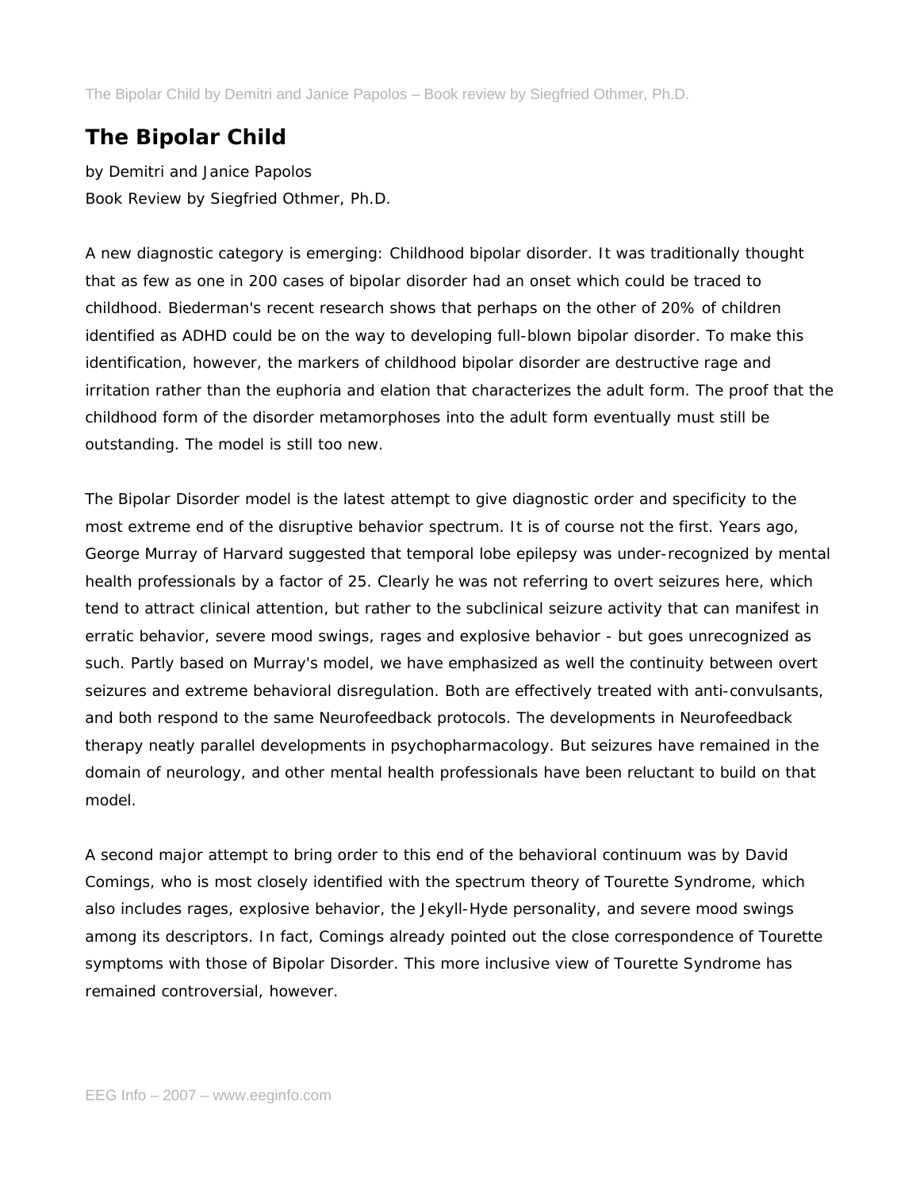# The Bipolar Child

by Demitri and Janice Papolos
Book Review by Siegfried Othmer, Ph.D.

A new diagnostic category is emerging: Childhood bipolar disorder. It was traditionally thought that as few as one in 200 cases of bipolar disorder had an onset which could be traced to childhood. Biederman's recent research shows that perhaps on the other of 20% of children identified as ADHD could be on the way to developing full-blown bipolar disorder. To make this identification, however, the markers of childhood bipolar disorder are destructive rage and irritation rather than the euphoria and elation that characterizes the adult form. The proof that the childhood form of the disorder metamorphoses into the adult form eventually must still be outstanding. The model is still too new.

The Bipolar Disorder model is the latest attempt to give diagnostic order and specificity to the most extreme end of the disruptive behavior spectrum. It is of course not the first. Years ago, George Murray of Harvard suggested that temporal lobe epilepsy was under-recognized by mental health professionals by a factor of 25. Clearly he was not referring to overt seizures here, which tend to attract clinical attention, but rather to the subclinical seizure activity that can manifest in erratic behavior, severe mood swings, rages and explosive behavior - but goes unrecognized as such. Partly based on Murray's model, we have emphasized as well the continuity between overt seizures and extreme behavioral disregulation. Both are effectively treated with anti-convulsants, and both respond to the same Neurofeedback protocols. The developments in Neurofeedback therapy neatly parallel developments in psychopharmacology. But seizures have remained in the domain of neurology, and other mental health professionals have been reluctant to build on that model.

A second major attempt to bring order to this end of the behavioral continuum was by David Comings, who is most closely identified with the spectrum theory of Tourette Syndrome, which also includes rages, explosive behavior, the Jekyll-Hyde personality, and severe mood swings among its descriptors. In fact, Comings already pointed out the close correspondence of Tourette symptoms with those of Bipolar Disorder. This more inclusive view of Tourette Syndrome has remained controversial, however.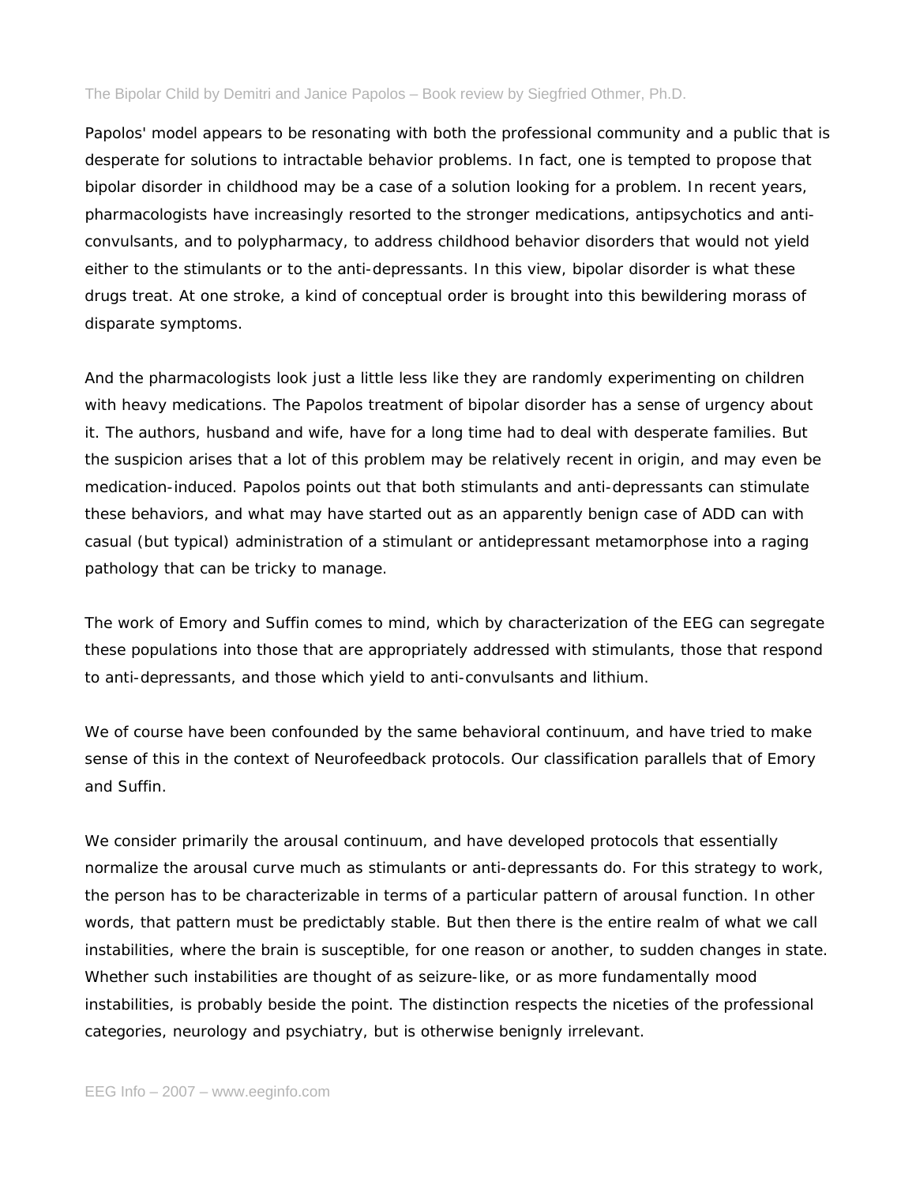Papolos' model appears to be resonating with both the professional community and a public that is desperate for solutions to intractable behavior problems. In fact, one is tempted to propose that bipolar disorder in childhood may be a case of a solution looking for a problem. In recent years, pharmacologists have increasingly resorted to the stronger medications, antipsychotics and anti-convulsants, and to polypharmacy, to address childhood behavior disorders that would not yield either to the stimulants or to the anti-depressants. In this view, bipolar disorder is what these drugs treat. At one stroke, a kind of conceptual order is brought into this bewildering morass of disparate symptoms.

And the pharmacologists look just a little less like they are randomly experimenting on children with heavy medications. The Papolos treatment of bipolar disorder has a sense of urgency about it. The authors, husband and wife, have for a long time had to deal with desperate families. But the suspicion arises that a lot of this problem may be relatively recent in origin, and may even be medication-induced. Papolos points out that both stimulants and anti-depressants can stimulate these behaviors, and what may have started out as an apparently benign case of ADD can with casual (but typical) administration of a stimulant or antidepressant metamorphose into a raging pathology that can be tricky to manage.

The work of Emory and Suffin comes to mind, which by characterization of the EEG can segregate these populations into those that are appropriately addressed with stimulants, those that respond to anti-depressants, and those which yield to anti-convulsants and lithium.

We of course have been confounded by the same behavioral continuum, and have tried to make sense of this in the context of Neurofeedback protocols. Our classification parallels that of Emory and Suffin.

We consider primarily the arousal continuum, and have developed protocols that essentially normalize the arousal curve much as stimulants or anti-depressants do. For this strategy to work, the person has to be characterizable in terms of a particular pattern of arousal function. In other words, that pattern must be predictably stable. But then there is the entire realm of what we call instabilities, where the brain is susceptible, for one reason or another, to sudden changes in state. Whether such instabilities are thought of as seizure-like, or as more fundamentally mood instabilities, is probably beside the point. The distinction respects the niceties of the professional categories, neurology and psychiatry, but is otherwise benignly irrelevant.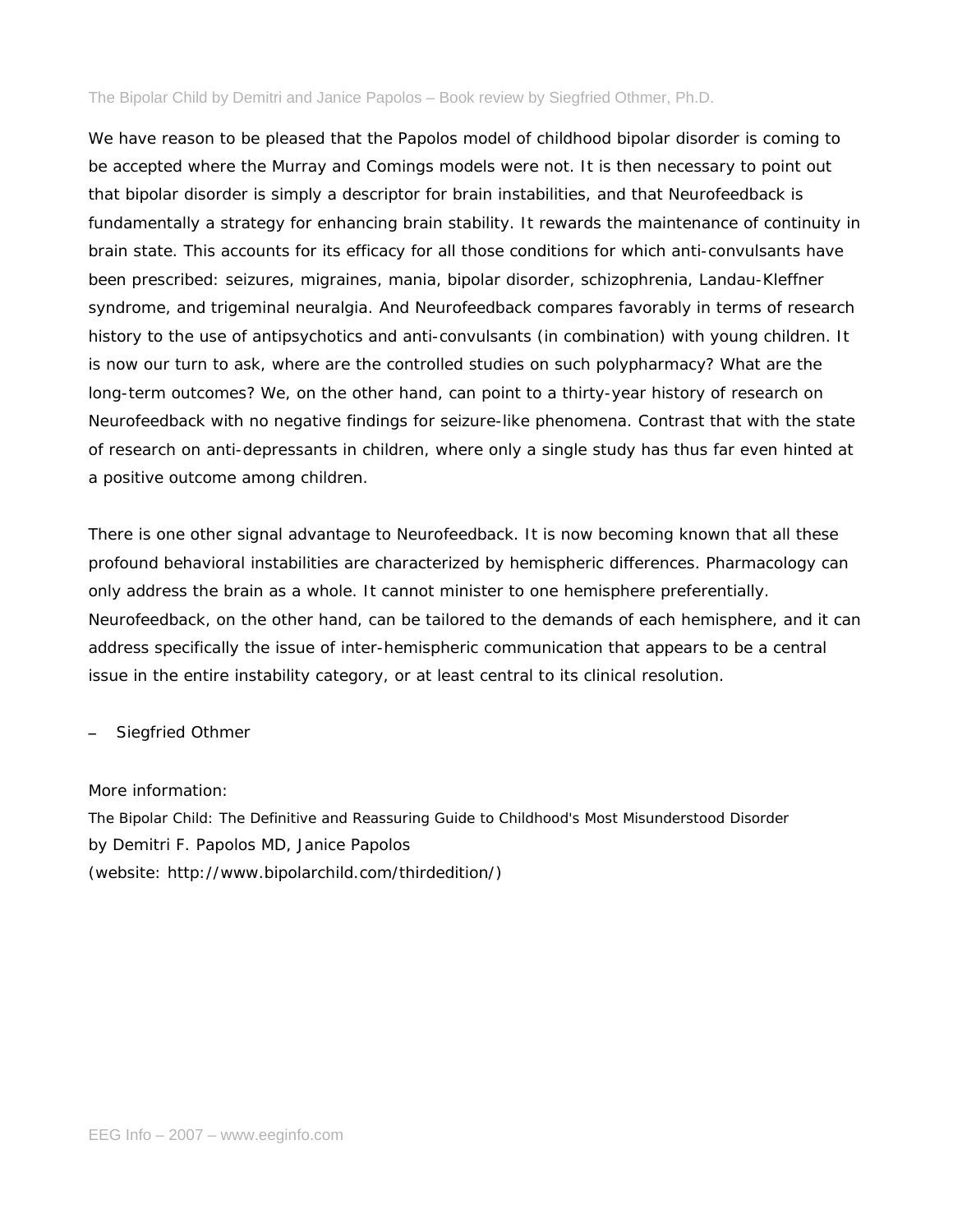We have reason to be pleased that the Papolos model of childhood bipolar disorder is coming to be accepted where the Murray and Comings models were not. It is then necessary to point out that bipolar disorder is simply a descriptor for brain instabilities, and that Neurofeedback is fundamentally a strategy for enhancing brain stability. It rewards the maintenance of continuity in brain state. This accounts for its efficacy for all those conditions for which anti-convulsants have been prescribed: seizures, migraines, mania, bipolar disorder, schizophrenia, Landau-Kleffner syndrome, and trigeminal neuralgia. And Neurofeedback compares favorably in terms of research history to the use of antipsychotics and anti-convulsants (in combination) with young children. It is now our turn to ask, where are the controlled studies on such polypharmacy? What are the long-term outcomes? We, on the other hand, can point to a thirty-year history of research on Neurofeedback with no negative findings for seizure-like phenomena. Contrast that with the state of research on anti-depressants in children, where only a single study has thus far even hinted at a positive outcome among children.

There is one other signal advantage to Neurofeedback. It is now becoming known that all these profound behavioral instabilities are characterized by hemispheric differences. Pharmacology can only address the brain as a whole. It cannot minister to one hemisphere preferentially. Neurofeedback, on the other hand, can be tailored to the demands of each hemisphere, and it can address specifically the issue of inter-hemispheric communication that appears to be a central issue in the entire instability category, or at least central to its clinical resolution.

– Siegfried Othmer

More information:
The Bipolar Child: The Definitive and Reassuring Guide to Childhood's Most Misunderstood Disorder
by Demitri F. Papolos MD, Janice Papolos
(website: http://www.bipolarchild.com/thirdedition/)